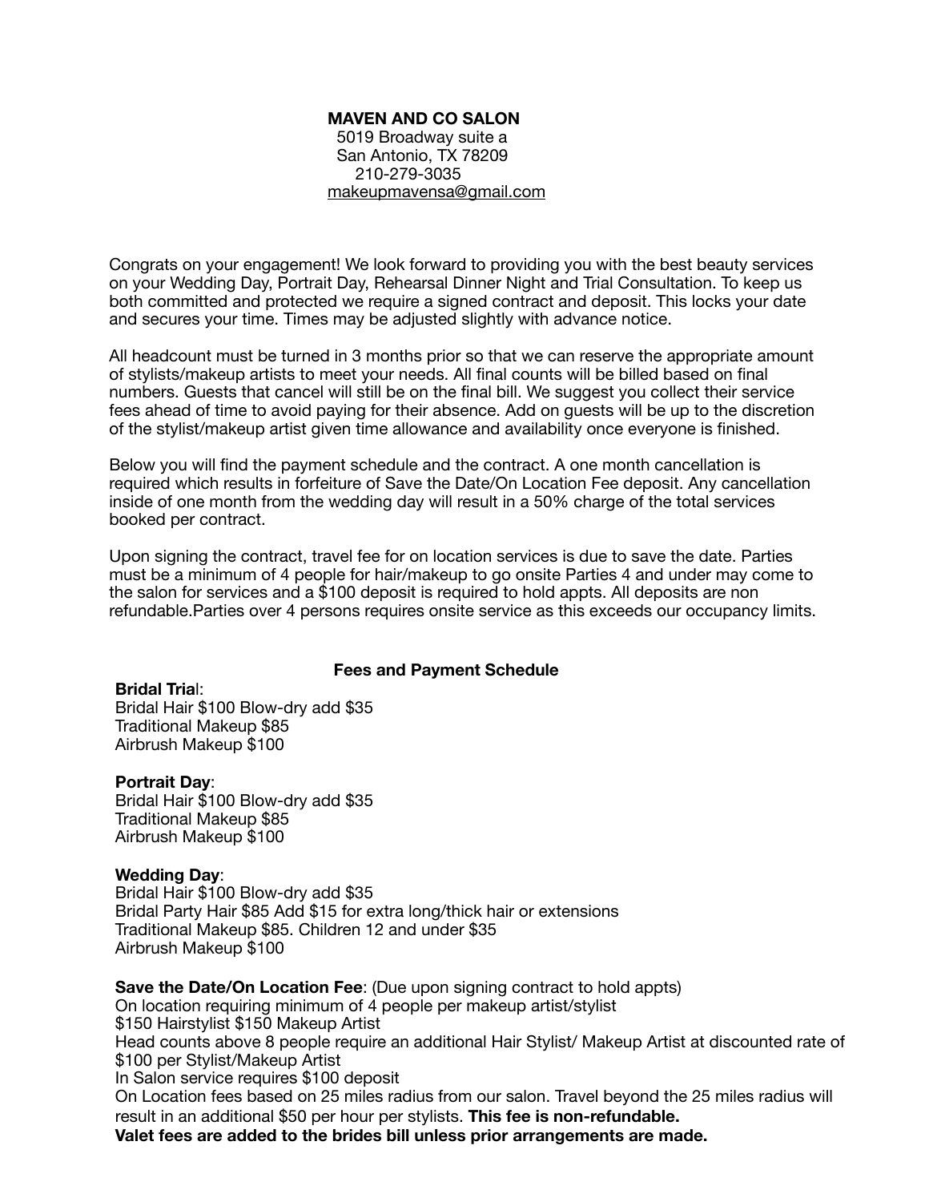**MAVEN AND CO SALON**
5019 Broadway suite a
San Antonio, TX 78209
210-279-3035
makeupmavensa@gmail.com

Congrats on your engagement! We look forward to providing you with the best beauty services on your Wedding Day, Portrait Day, Rehearsal Dinner Night and Trial Consultation. To keep us both committed and protected we require a signed contract and deposit. This locks your date and secures your time. Times may be adjusted slightly with advance notice.

All headcount must be turned in 3 months prior so that we can reserve the appropriate amount of stylists/makeup artists to meet your needs. All final counts will be billed based on final numbers. Guests that cancel will still be on the final bill. We suggest you collect their service fees ahead of time to avoid paying for their absence. Add on guests will be up to the discretion of the stylist/makeup artist given time allowance and availability once everyone is finished.

Below you will find the payment schedule and the contract. A one month cancellation is required which results in forfeiture of Save the Date/On Location Fee deposit. Any cancellation inside of one month from the wedding day will result in a 50% charge of the total services booked per contract.

Upon signing the contract, travel fee for on location services is due to save the date. Parties must be a minimum of 4 people for hair/makeup to go onsite Parties 4 and under may come to the salon for services and a $100 deposit is required to hold appts. All deposits are non refundable.Parties over 4 persons requires onsite service as this exceeds our occupancy limits.

**Fees and Payment Schedule**

**Bridal Trial**:
Bridal Hair $100 Blow-dry add $35
Traditional Makeup $85
Airbrush Makeup $100

**Portrait Day**:
Bridal Hair $100 Blow-dry add $35
Traditional Makeup $85
Airbrush Makeup $100

**Wedding Day**:
Bridal Hair $100 Blow-dry add $35
Bridal Party Hair $85 Add $15 for extra long/thick hair or extensions
Traditional Makeup $85. Children 12 and under $35
Airbrush Makeup $100

**Save the Date/On Location Fee**: (Due upon signing contract to hold appts)
On location requiring minimum of 4 people per makeup artist/stylist
$150 Hairstylist $150 Makeup Artist
Head counts above 8 people require an additional Hair Stylist/ Makeup Artist at discounted rate of $100 per Stylist/Makeup Artist
In Salon service requires $100 deposit
On Location fees based on 25 miles radius from our salon. Travel beyond the 25 miles radius will result in an additional $50 per hour per stylists. **This fee is non-refundable.**
**Valet fees are added to the brides bill unless prior arrangements are made.**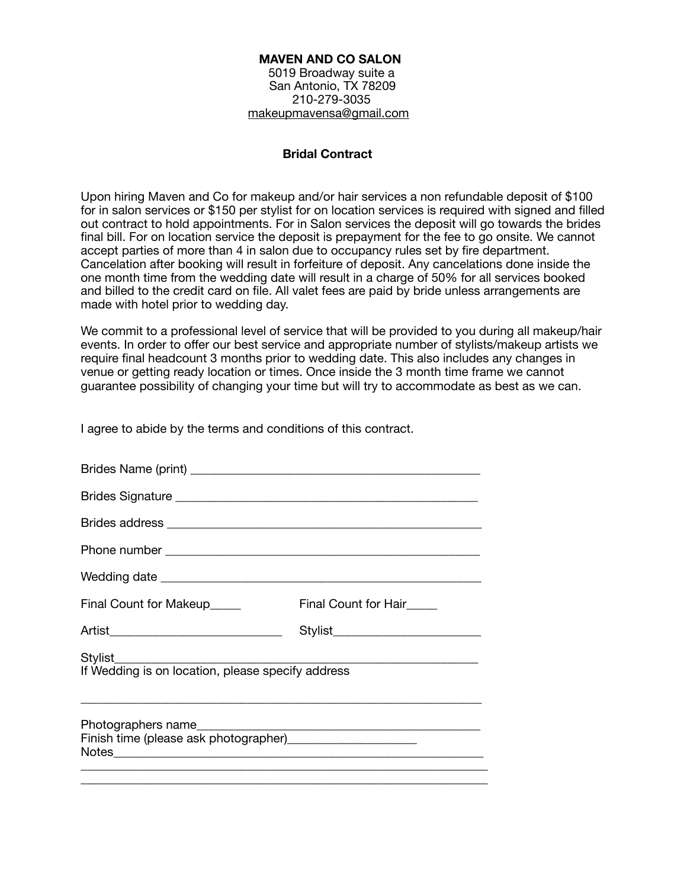**MAVEN AND CO SALON**
5019 Broadway suite a
San Antonio, TX 78209
210-279-3035
makeupmavensa@gmail.com

**Bridal Contract**

Upon hiring Maven and Co for makeup and/or hair services a non refundable deposit of $100 for in salon services or $150 per stylist for on location services is required with signed and filled out contract to hold appointments. For in Salon services the deposit will go towards the brides final bill. For on location service the deposit is prepayment for the fee to go onsite. We cannot accept parties of more than 4 in salon due to occupancy rules set by fire department. Cancelation after booking will result in forfeiture of deposit. Any cancelations done inside the one month time from the wedding date will result in a charge of 50% for all services booked and billed to the credit card on file. All valet fees are paid by bride unless arrangements are made with hotel prior to wedding day.

We commit to a professional level of service that will be provided to you during all makeup/hair events. In order to offer our best service and appropriate number of stylists/makeup artists we require final headcount 3 months prior to wedding date. This also includes any changes in venue or getting ready location or times. Once inside the 3 month time frame we cannot guarantee possibility of changing your time but will try to accommodate as best as we can.

I agree to abide by the terms and conditions of this contract.

Brides Name (print) ______________________________________________

Brides Signature ______________________________________________

Brides address ______________________________________________

Phone number ______________________________________________

Wedding date ______________________________________________

Final Count for Makeup_____ Final Count for Hair_____

Artist___________________________ Stylist______________________

Stylist_________________________________________________________
If Wedding is on location, please specify address

________________________________________________________________

Photographers name_____________________________________________
Finish time (please ask photographer)____________________
Notes__________________________________________________________
________________________________________________________________
________________________________________________________________